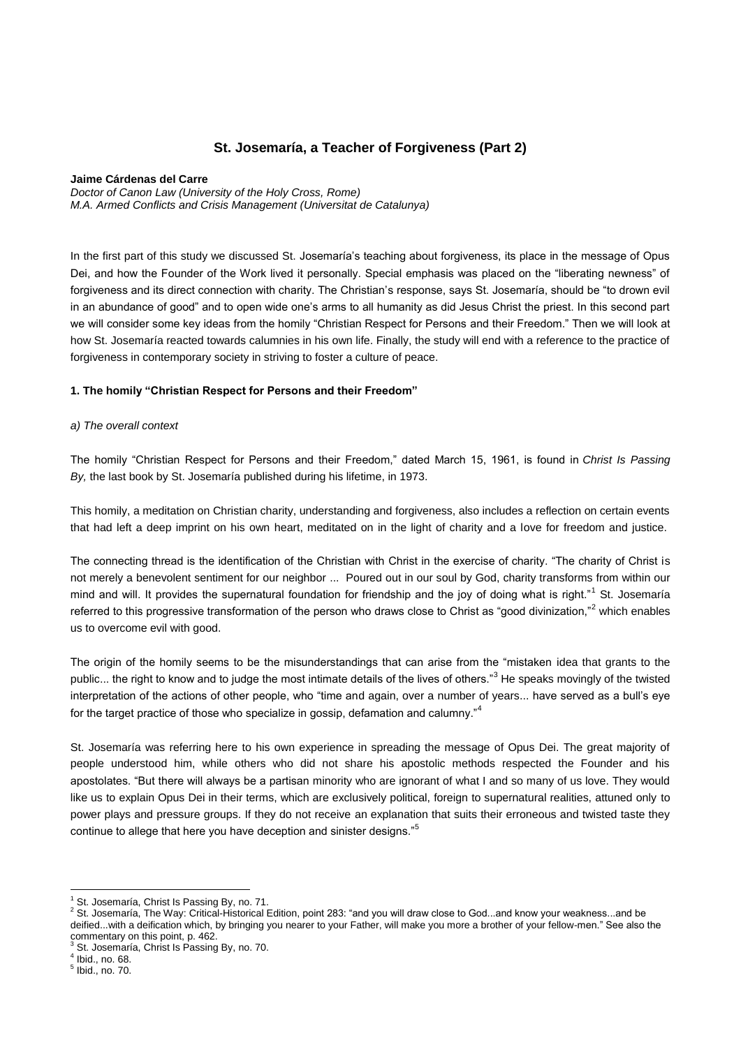# St. Josemaría, a Teacher of Forgiveness (Part 2)

**Jaime Cárdenas del Carre**

*Doctor of Canon Law (University of the Holy Cross, Rome)*
*M.A. Armed Conflicts and Crisis Management (Universitat de Catalunya)*

In the first part of this study we discussed St. Josemaría's teaching about forgiveness, its place in the message of Opus Dei, and how the Founder of the Work lived it personally. Special emphasis was placed on the "liberating newness" of forgiveness and its direct connection with charity. The Christian's response, says St. Josemaría, should be "to drown evil in an abundance of good" and to open wide one's arms to all humanity as did Jesus Christ the priest. In this second part we will consider some key ideas from the homily "Christian Respect for Persons and their Freedom." Then we will look at how St. Josemaría reacted towards calumnies in his own life. Finally, the study will end with a reference to the practice of forgiveness in contemporary society in striving to foster a culture of peace.

## 1. The homily "Christian Respect for Persons and their Freedom"

### *a) The overall context*

The homily "Christian Respect for Persons and their Freedom," dated March 15, 1961, is found in *Christ Is Passing By,* the last book by St. Josemaría published during his lifetime, in 1973.

This homily, a meditation on Christian charity, understanding and forgiveness, also includes a reflection on certain events that had left a deep imprint on his own heart, meditated on in the light of charity and a love for freedom and justice.

The connecting thread is the identification of the Christian with Christ in the exercise of charity. "The charity of Christ is not merely a benevolent sentiment for our neighbor ... Poured out in our soul by God, charity transforms from within our mind and will. It provides the supernatural foundation for friendship and the joy of doing what is right."[1] St. Josemaría referred to this progressive transformation of the person who draws close to Christ as "good divinization,"[2] which enables us to overcome evil with good.

The origin of the homily seems to be the misunderstandings that can arise from the "mistaken idea that grants to the public... the right to know and to judge the most intimate details of the lives of others."[3] He speaks movingly of the twisted interpretation of the actions of other people, who "time and again, over a number of years... have served as a bull's eye for the target practice of those who specialize in gossip, defamation and calumny."[4]

St. Josemaría was referring here to his own experience in spreading the message of Opus Dei. The great majority of people understood him, while others who did not share his apostolic methods respected the Founder and his apostolates. "But there will always be a partisan minority who are ignorant of what I and so many of us love. They would like us to explain Opus Dei in their terms, which are exclusively political, foreign to supernatural realities, attuned only to power plays and pressure groups. If they do not receive an explanation that suits their erroneous and twisted taste they continue to allege that here you have deception and sinister designs."[5]

---

[1] St. Josemaría, Christ Is Passing By, no. 71.

[2] St. Josemaría, The Way: Critical-Historical Edition, point 283: "and you will draw close to God...and know your weakness...and be deified...with a deification which, by bringing you nearer to your Father, will make you more a brother of your fellow-men." See also the commentary on this point, p. 462.

[3] St. Josemaría, Christ Is Passing By, no. 70.

[4] Ibid., no. 68.

[5] Ibid., no. 70.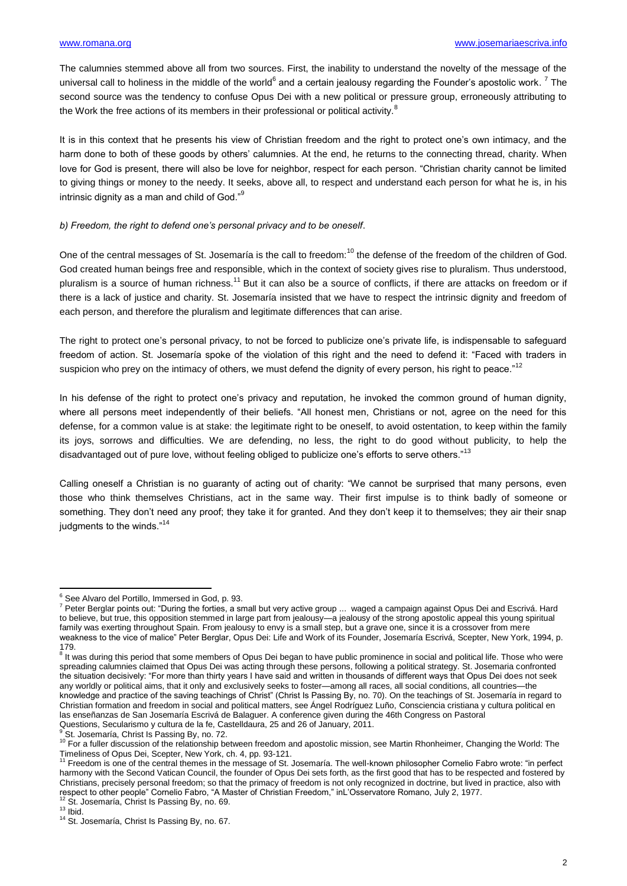The calumnies stemmed above all from two sources. First, the inability to understand the novelty of the message of the universal call to holiness in the middle of the world[6] and a certain jealousy regarding the Founder's apostolic work. [7] The second source was the tendency to confuse Opus Dei with a new political or pressure group, erroneously attributing to the Work the free actions of its members in their professional or political activity.[8]

It is in this context that he presents his view of Christian freedom and the right to protect one's own intimacy, and the harm done to both of these goods by others' calumnies. At the end, he returns to the connecting thread, charity. When love for God is present, there will also be love for neighbor, respect for each person. "Christian charity cannot be limited to giving things or money to the needy. It seeks, above all, to respect and understand each person for what he is, in his intrinsic dignity as a man and child of God."[9]

*b) Freedom, the right to defend one's personal privacy and to be oneself*.

One of the central messages of St. Josemaría is the call to freedom:[10] the defense of the freedom of the children of God. God created human beings free and responsible, which in the context of society gives rise to pluralism. Thus understood, pluralism is a source of human richness.[11] But it can also be a source of conflicts, if there are attacks on freedom or if there is a lack of justice and charity. St. Josemaría insisted that we have to respect the intrinsic dignity and freedom of each person, and therefore the pluralism and legitimate differences that can arise.

The right to protect one's personal privacy, to not be forced to publicize one's private life, is indispensable to safeguard freedom of action. St. Josemaría spoke of the violation of this right and the need to defend it: "Faced with traders in suspicion who prey on the intimacy of others, we must defend the dignity of every person, his right to peace."[12]

In his defense of the right to protect one's privacy and reputation, he invoked the common ground of human dignity, where all persons meet independently of their beliefs. "All honest men, Christians or not, agree on the need for this defense, for a common value is at stake: the legitimate right to be oneself, to avoid ostentation, to keep within the family its joys, sorrows and difficulties. We are defending, no less, the right to do good without publicity, to help the disadvantaged out of pure love, without feeling obliged to publicize one's efforts to serve others."[13]

Calling oneself a Christian is no guaranty of acting out of charity: "We cannot be surprised that many persons, even those who think themselves Christians, act in the same way. Their first impulse is to think badly of someone or something. They don't need any proof; they take it for granted. And they don't keep it to themselves; they air their snap judgments to the winds."[14]

---

[6] See Alvaro del Portillo, Immersed in God, p. 93.

[7] Peter Berglar points out: "During the forties, a small but very active group ... waged a campaign against Opus Dei and Escrivá. Hard to believe, but true, this opposition stemmed in large part from jealousy—a jealousy of the strong apostolic appeal this young spiritual family was exerting throughout Spain. From jealousy to envy is a small step, but a grave one, since it is a crossover from mere weakness to the vice of malice" Peter Berglar, Opus Dei: Life and Work of its Founder, Josemaría Escrivá, Scepter, New York, 1994, p. 179.

[8] It was during this period that some members of Opus Dei began to have public prominence in social and political life. Those who were spreading calumnies claimed that Opus Dei was acting through these persons, following a political strategy. St. Josemaría confronted the situation decisively: "For more than thirty years I have said and written in thousands of different ways that Opus Dei does not seek any worldly or political aims, that it only and exclusively seeks to foster—among all races, all social conditions, all countries—the knowledge and practice of the saving teachings of Christ" (Christ Is Passing By, no. 70). On the teachings of St. Josemaría in regard to Christian formation and freedom in social and political matters, see Ángel Rodríguez Luño, Consciencia cristiana y cultura political en las enseñanzas de San Josemaría Escrivá de Balaguer. A conference given during the 46th Congress on Pastoral Questions, Secularismo y cultura de la fe, Castelldaura, 25 and 26 of January, 2011.

[9] St. Josemaría, Christ Is Passing By, no. 72.

[10] For a fuller discussion of the relationship between freedom and apostolic mission, see Martin Rhonheimer, Changing the World: The Timeliness of Opus Dei, Scepter, New York, ch. 4, pp. 93-121.

[11] Freedom is one of the central themes in the message of St. Josemaría. The well-known philosopher Cornelio Fabro wrote: "in perfect harmony with the Second Vatican Council, the founder of Opus Dei sets forth, as the first good that has to be respected and fostered by Christians, precisely personal freedom; so that the primacy of freedom is not only recognized in doctrine, but lived in practice, also with respect to other people" Cornelio Fabro, "A Master of Christian Freedom," inL'Osservatore Romano, July 2, 1977.

[12] St. Josemaría, Christ Is Passing By, no. 69.

[13] Ibid.

[14] St. Josemaría, Christ Is Passing By, no. 67.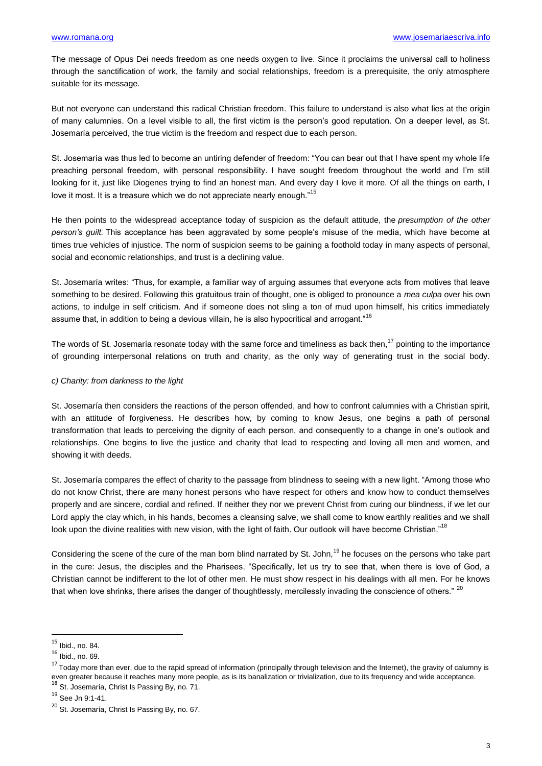The message of Opus Dei needs freedom as one needs oxygen to live. Since it proclaims the universal call to holiness through the sanctification of work, the family and social relationships, freedom is a prerequisite, the only atmosphere suitable for its message.

But not everyone can understand this radical Christian freedom. This failure to understand is also what lies at the origin of many calumnies. On a level visible to all, the first victim is the person's good reputation. On a deeper level, as St. Josemaría perceived, the true victim is the freedom and respect due to each person.

St. Josemaría was thus led to become an untiring defender of freedom: "You can bear out that I have spent my whole life preaching personal freedom, with personal responsibility. I have sought freedom throughout the world and I'm still looking for it, just like Diogenes trying to find an honest man. And every day I love it more. Of all the things on earth, I love it most. It is a treasure which we do not appreciate nearly enough."[15]

He then points to the widespread acceptance today of suspicion as the default attitude, the *presumption of the other person's guilt.* This acceptance has been aggravated by some people's misuse of the media, which have become at times true vehicles of injustice. The norm of suspicion seems to be gaining a foothold today in many aspects of personal, social and economic relationships, and trust is a declining value.

St. Josemaría writes: "Thus, for example, a familiar way of arguing assumes that everyone acts from motives that leave something to be desired. Following this gratuitous train of thought, one is obliged to pronounce a *mea culpa* over his own actions, to indulge in self criticism. And if someone does not sling a ton of mud upon himself, his critics immediately assume that, in addition to being a devious villain, he is also hypocritical and arrogant."[16]

The words of St. Josemaría resonate today with the same force and timeliness as back then,[17] pointing to the importance of grounding interpersonal relations on truth and charity, as the only way of generating trust in the social body.

*c) Charity: from darkness to the light*

St. Josemaría then considers the reactions of the person offended, and how to confront calumnies with a Christian spirit, with an attitude of forgiveness. He describes how, by coming to know Jesus, one begins a path of personal transformation that leads to perceiving the dignity of each person, and consequently to a change in one's outlook and relationships. One begins to live the justice and charity that lead to respecting and loving all men and women, and showing it with deeds.

St. Josemaría compares the effect of charity to the passage from blindness to seeing with a new light. "Among those who do not know Christ, there are many honest persons who have respect for others and know how to conduct themselves properly and are sincere, cordial and refined. If neither they nor we prevent Christ from curing our blindness, if we let our Lord apply the clay which, in his hands, becomes a cleansing salve, we shall come to know earthly realities and we shall look upon the divine realities with new vision, with the light of faith. Our outlook will have become Christian."[18]

Considering the scene of the cure of the man born blind narrated by St. John,[19] he focuses on the persons who take part in the cure: Jesus, the disciples and the Pharisees. "Specifically, let us try to see that, when there is love of God, a Christian cannot be indifferent to the lot of other men. He must show respect in his dealings with all men. For he knows that when love shrinks, there arises the danger of thoughtlessly, mercilessly invading the conscience of others." [20]

---

[15] Ibid., no. 84.

[16] Ibid., no. 69.

[17] Today more than ever, due to the rapid spread of information (principally through television and the Internet), the gravity of calumny is even greater because it reaches many more people, as is its banalization or trivialization, due to its frequency and wide acceptance.

[18] St. Josemaría, Christ Is Passing By, no. 71.

[19] See Jn 9:1-41.

[20] St. Josemaría, Christ Is Passing By, no. 67.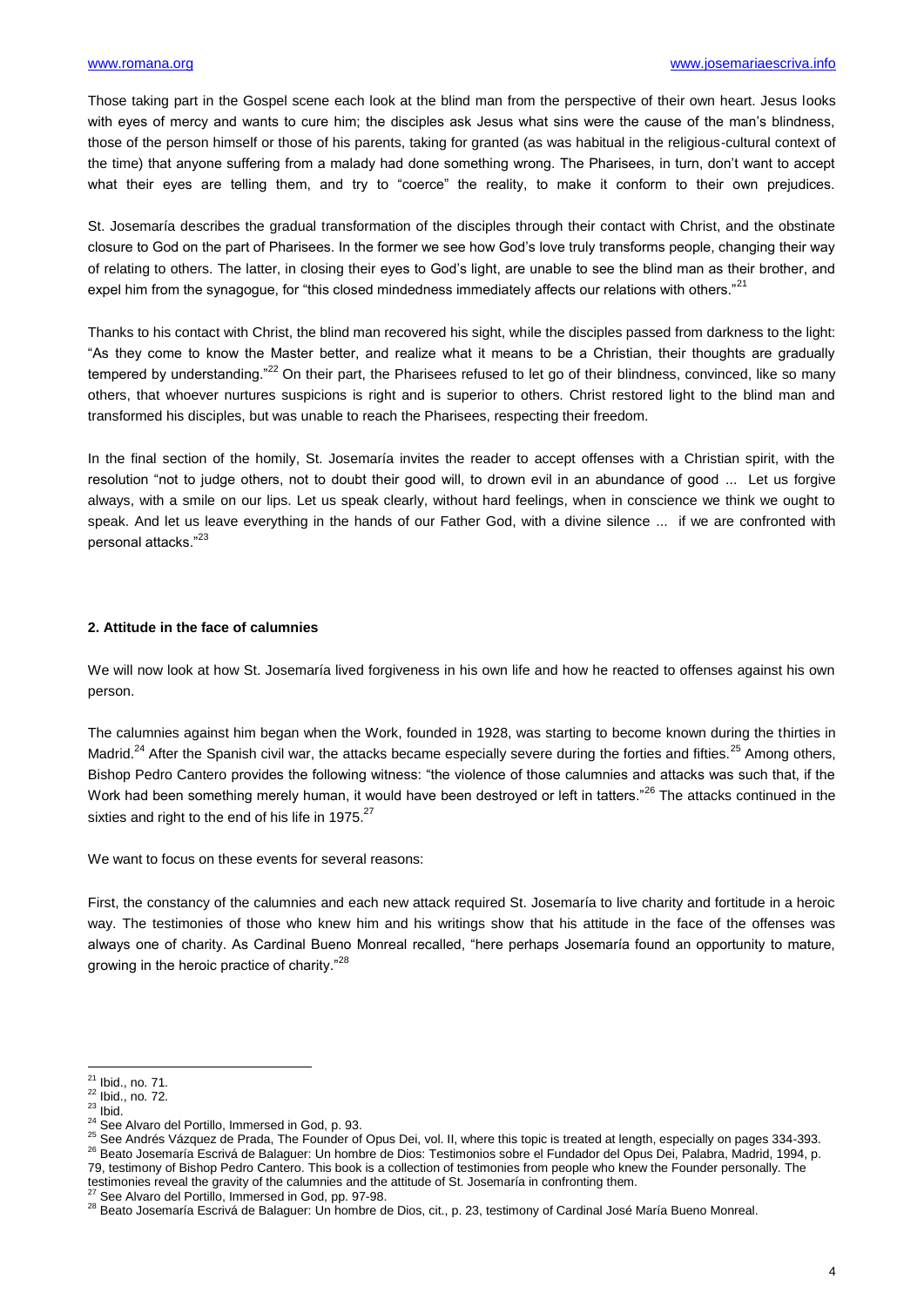Those taking part in the Gospel scene each look at the blind man from the perspective of their own heart. Jesus looks with eyes of mercy and wants to cure him; the disciples ask Jesus what sins were the cause of the man's blindness, those of the person himself or those of his parents, taking for granted (as was habitual in the religious-cultural context of the time) that anyone suffering from a malady had done something wrong. The Pharisees, in turn, don't want to accept what their eyes are telling them, and try to "coerce" the reality, to make it conform to their own prejudices.

St. Josemaría describes the gradual transformation of the disciples through their contact with Christ, and the obstinate closure to God on the part of Pharisees. In the former we see how God's love truly transforms people, changing their way of relating to others. The latter, in closing their eyes to God's light, are unable to see the blind man as their brother, and expel him from the synagogue, for "this closed mindedness immediately affects our relations with others."[21]

Thanks to his contact with Christ, the blind man recovered his sight, while the disciples passed from darkness to the light: "As they come to know the Master better, and realize what it means to be a Christian, their thoughts are gradually tempered by understanding."[22] On their part, the Pharisees refused to let go of their blindness, convinced, like so many others, that whoever nurtures suspicions is right and is superior to others. Christ restored light to the blind man and transformed his disciples, but was unable to reach the Pharisees, respecting their freedom.

In the final section of the homily, St. Josemaría invites the reader to accept offenses with a Christian spirit, with the resolution "not to judge others, not to doubt their good will, to drown evil in an abundance of good ... Let us forgive always, with a smile on our lips. Let us speak clearly, without hard feelings, when in conscience we think we ought to speak. And let us leave everything in the hands of our Father God, with a divine silence ... if we are confronted with personal attacks."[23]

## 2. Attitude in the face of calumnies

We will now look at how St. Josemaría lived forgiveness in his own life and how he reacted to offenses against his own person.

The calumnies against him began when the Work, founded in 1928, was starting to become known during the thirties in Madrid.[24] After the Spanish civil war, the attacks became especially severe during the forties and fifties.[25] Among others, Bishop Pedro Cantero provides the following witness: "the violence of those calumnies and attacks was such that, if the Work had been something merely human, it would have been destroyed or left in tatters."[26] The attacks continued in the sixties and right to the end of his life in 1975.[27]

We want to focus on these events for several reasons:

First, the constancy of the calumnies and each new attack required St. Josemaría to live charity and fortitude in a heroic way. The testimonies of those who knew him and his writings show that his attitude in the face of the offenses was always one of charity. As Cardinal Bueno Monreal recalled, "here perhaps Josemaría found an opportunity to mature, growing in the heroic practice of charity."[28]

---

[21] Ibid., no. 71.
[22] Ibid., no. 72.
[23] Ibid.
[24] See Alvaro del Portillo, Immersed in God, p. 93.
[25] See Andrés Vázquez de Prada, The Founder of Opus Dei, vol. II, where this topic is treated at length, especially on pages 334-393.
[26] Beato Josemaría Escrivá de Balaguer: Un hombre de Dios: Testimonios sobre el Fundador del Opus Dei, Palabra, Madrid, 1994, p. 79, testimony of Bishop Pedro Cantero. This book is a collection of testimonies from people who knew the Founder personally. The testimonies reveal the gravity of the calumnies and the attitude of St. Josemaría in confronting them.
[27] See Alvaro del Portillo, Immersed in God, pp. 97-98.
[28] Beato Josemaría Escrivá de Balaguer: Un hombre de Dios, cit., p. 23, testimony of Cardinal José María Bueno Monreal.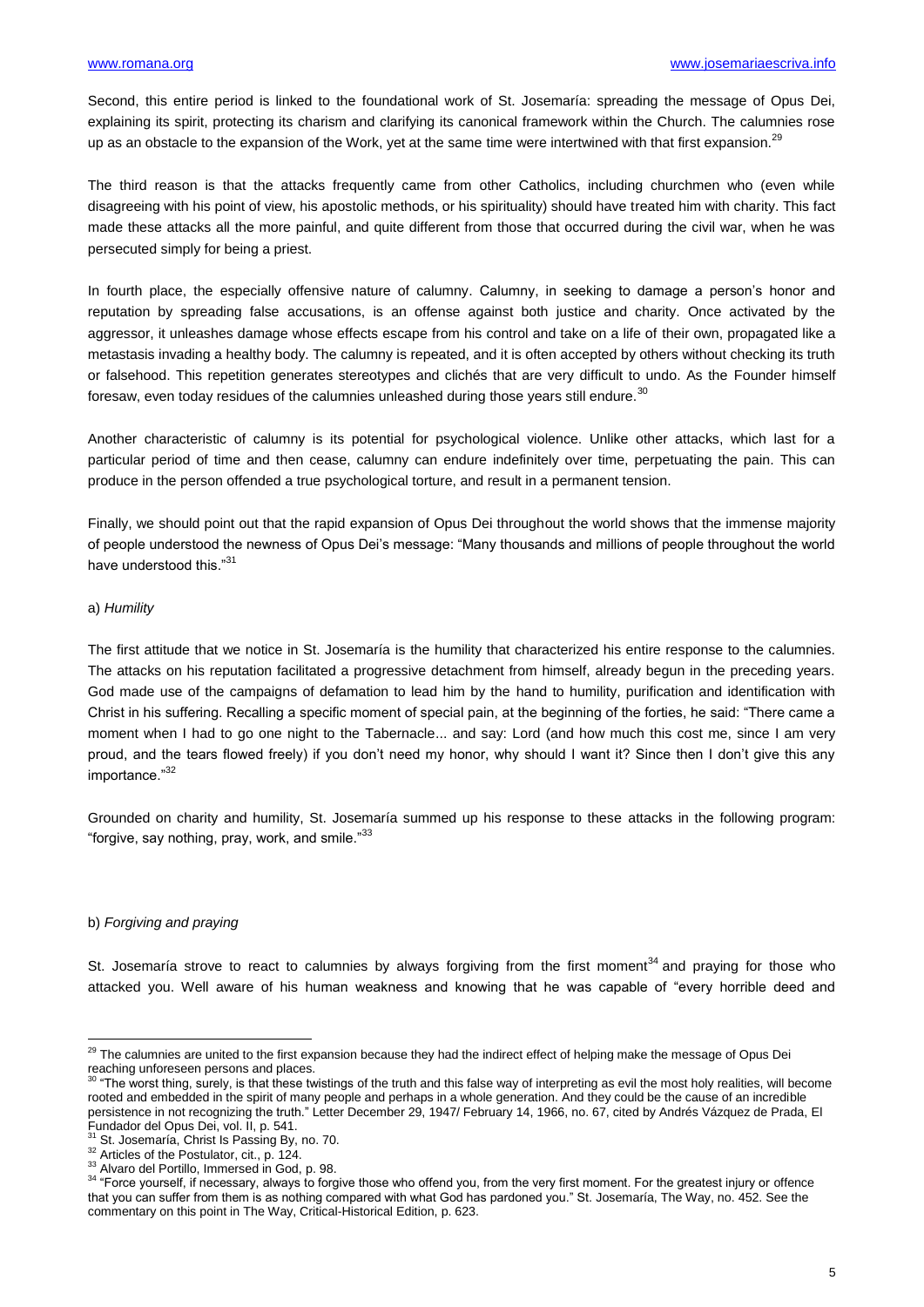Second, this entire period is linked to the foundational work of St. Josemaría: spreading the message of Opus Dei, explaining its spirit, protecting its charism and clarifying its canonical framework within the Church. The calumnies rose up as an obstacle to the expansion of the Work, yet at the same time were intertwined with that first expansion.[29]

The third reason is that the attacks frequently came from other Catholics, including churchmen who (even while disagreeing with his point of view, his apostolic methods, or his spirituality) should have treated him with charity. This fact made these attacks all the more painful, and quite different from those that occurred during the civil war, when he was persecuted simply for being a priest.

In fourth place, the especially offensive nature of calumny. Calumny, in seeking to damage a person's honor and reputation by spreading false accusations, is an offense against both justice and charity. Once activated by the aggressor, it unleashes damage whose effects escape from his control and take on a life of their own, propagated like a metastasis invading a healthy body. The calumny is repeated, and it is often accepted by others without checking its truth or falsehood. This repetition generates stereotypes and clichés that are very difficult to undo. As the Founder himself foresaw, even today residues of the calumnies unleashed during those years still endure.[30]

Another characteristic of calumny is its potential for psychological violence. Unlike other attacks, which last for a particular period of time and then cease, calumny can endure indefinitely over time, perpetuating the pain. This can produce in the person offended a true psychological torture, and result in a permanent tension.

Finally, we should point out that the rapid expansion of Opus Dei throughout the world shows that the immense majority of people understood the newness of Opus Dei's message: "Many thousands and millions of people throughout the world have understood this."[31]

a) *Humility*

The first attitude that we notice in St. Josemaría is the humility that characterized his entire response to the calumnies. The attacks on his reputation facilitated a progressive detachment from himself, already begun in the preceding years. God made use of the campaigns of defamation to lead him by the hand to humility, purification and identification with Christ in his suffering. Recalling a specific moment of special pain, at the beginning of the forties, he said: "There came a moment when I had to go one night to the Tabernacle... and say: Lord (and how much this cost me, since I am very proud, and the tears flowed freely) if you don't need my honor, why should I want it? Since then I don't give this any importance."[32]

Grounded on charity and humility, St. Josemaría summed up his response to these attacks in the following program: "forgive, say nothing, pray, work, and smile."[33]

b) *Forgiving and praying*

St. Josemaría strove to react to calumnies by always forgiving from the first moment[34] and praying for those who attacked you. Well aware of his human weakness and knowing that he was capable of "every horrible deed and

---

[29] The calumnies are united to the first expansion because they had the indirect effect of helping make the message of Opus Dei reaching unforeseen persons and places.

[30] "The worst thing, surely, is that these twistings of the truth and this false way of interpreting as evil the most holy realities, will become rooted and embedded in the spirit of many people and perhaps in a whole generation. And they could be the cause of an incredible persistence in not recognizing the truth." Letter December 29, 1947/ February 14, 1966, no. 67, cited by Andrés Vázquez de Prada, El Fundador del Opus Dei, vol. II, p. 541.

[31] St. Josemaría, Christ Is Passing By, no. 70.

[32] Articles of the Postulator, cit., p. 124.

[33] Alvaro del Portillo, Immersed in God, p. 98.

[34] "Force yourself, if necessary, always to forgive those who offend you, from the very first moment. For the greatest injury or offence that you can suffer from them is as nothing compared with what God has pardoned you." St. Josemaría, The Way, no. 452. See the commentary on this point in The Way, Critical-Historical Edition, p. 623.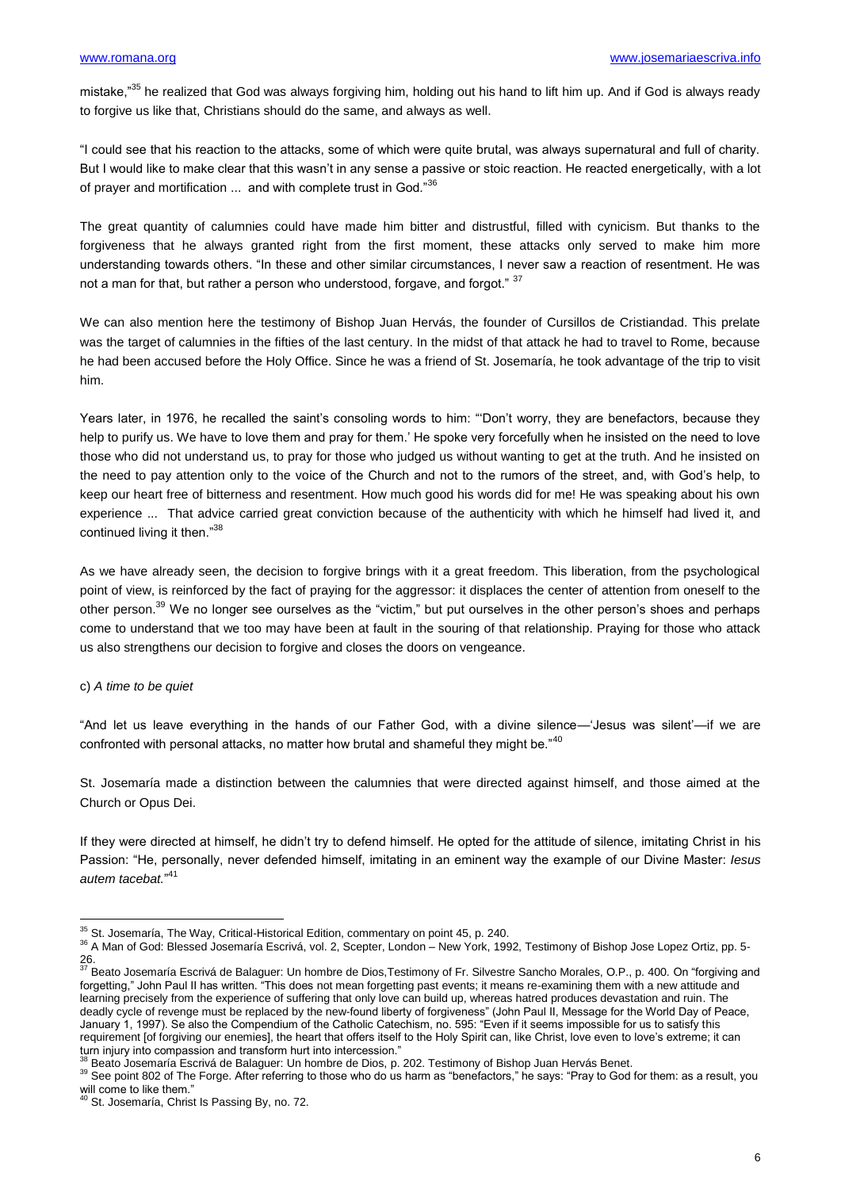mistake,"[35] he realized that God was always forgiving him, holding out his hand to lift him up. And if God is always ready to forgive us like that, Christians should do the same, and always as well.

"I could see that his reaction to the attacks, some of which were quite brutal, was always supernatural and full of charity. But I would like to make clear that this wasn't in any sense a passive or stoic reaction. He reacted energetically, with a lot of prayer and mortification ... and with complete trust in God."[36]

The great quantity of calumnies could have made him bitter and distrustful, filled with cynicism. But thanks to the forgiveness that he always granted right from the first moment, these attacks only served to make him more understanding towards others. "In these and other similar circumstances, I never saw a reaction of resentment. He was not a man for that, but rather a person who understood, forgave, and forgot." [37]

We can also mention here the testimony of Bishop Juan Hervás, the founder of Cursillos de Cristiandad. This prelate was the target of calumnies in the fifties of the last century. In the midst of that attack he had to travel to Rome, because he had been accused before the Holy Office. Since he was a friend of St. Josemaría, he took advantage of the trip to visit him.

Years later, in 1976, he recalled the saint's consoling words to him: "'Don't worry, they are benefactors, because they help to purify us. We have to love them and pray for them.' He spoke very forcefully when he insisted on the need to love those who did not understand us, to pray for those who judged us without wanting to get at the truth. And he insisted on the need to pay attention only to the voice of the Church and not to the rumors of the street, and, with God's help, to keep our heart free of bitterness and resentment. How much good his words did for me! He was speaking about his own experience ... That advice carried great conviction because of the authenticity with which he himself had lived it, and continued living it then."[38]

As we have already seen, the decision to forgive brings with it a great freedom. This liberation, from the psychological point of view, is reinforced by the fact of praying for the aggressor: it displaces the center of attention from oneself to the other person.[39] We no longer see ourselves as the "victim," but put ourselves in the other person's shoes and perhaps come to understand that we too may have been at fault in the souring of that relationship. Praying for those who attack us also strengthens our decision to forgive and closes the doors on vengeance.

c) *A time to be quiet*

"And let us leave everything in the hands of our Father God, with a divine silence—'Jesus was silent'—if we are confronted with personal attacks, no matter how brutal and shameful they might be."[40]

St. Josemaría made a distinction between the calumnies that were directed against himself, and those aimed at the Church or Opus Dei.

If they were directed at himself, he didn't try to defend himself. He opted for the attitude of silence, imitating Christ in his Passion: "He, personally, never defended himself, imitating in an eminent way the example of our Divine Master: *Iesus autem tacebat.*"[41]

---

[35] St. Josemaría, The Way, Critical-Historical Edition, commentary on point 45, p. 240.

[36] A Man of God: Blessed Josemaría Escrivá, vol. 2, Scepter, London – New York, 1992, Testimony of Bishop Jose Lopez Ortiz, pp. 5-26.

[37] Beato Josemaría Escrivá de Balaguer: Un hombre de Dios,Testimony of Fr. Silvestre Sancho Morales, O.P., p. 400. On "forgiving and forgetting," John Paul II has written. "This does not mean forgetting past events; it means re-examining them with a new attitude and learning precisely from the experience of suffering that only love can build up, whereas hatred produces devastation and ruin. The deadly cycle of revenge must be replaced by the new-found liberty of forgiveness" (John Paul II, Message for the World Day of Peace, January 1, 1997). Se also the Compendium of the Catholic Catechism, no. 595: "Even if it seems impossible for us to satisfy this requirement [of forgiving our enemies], the heart that offers itself to the Holy Spirit can, like Christ, love even to love's extreme; it can turn injury into compassion and transform hurt into intercession."

[38] Beato Josemaría Escrivá de Balaguer: Un hombre de Dios, p. 202. Testimony of Bishop Juan Hervás Benet.

[39] See point 802 of The Forge. After referring to those who do us harm as "benefactors," he says: "Pray to God for them: as a result, you will come to like them."

[40] St. Josemaría, Christ Is Passing By, no. 72.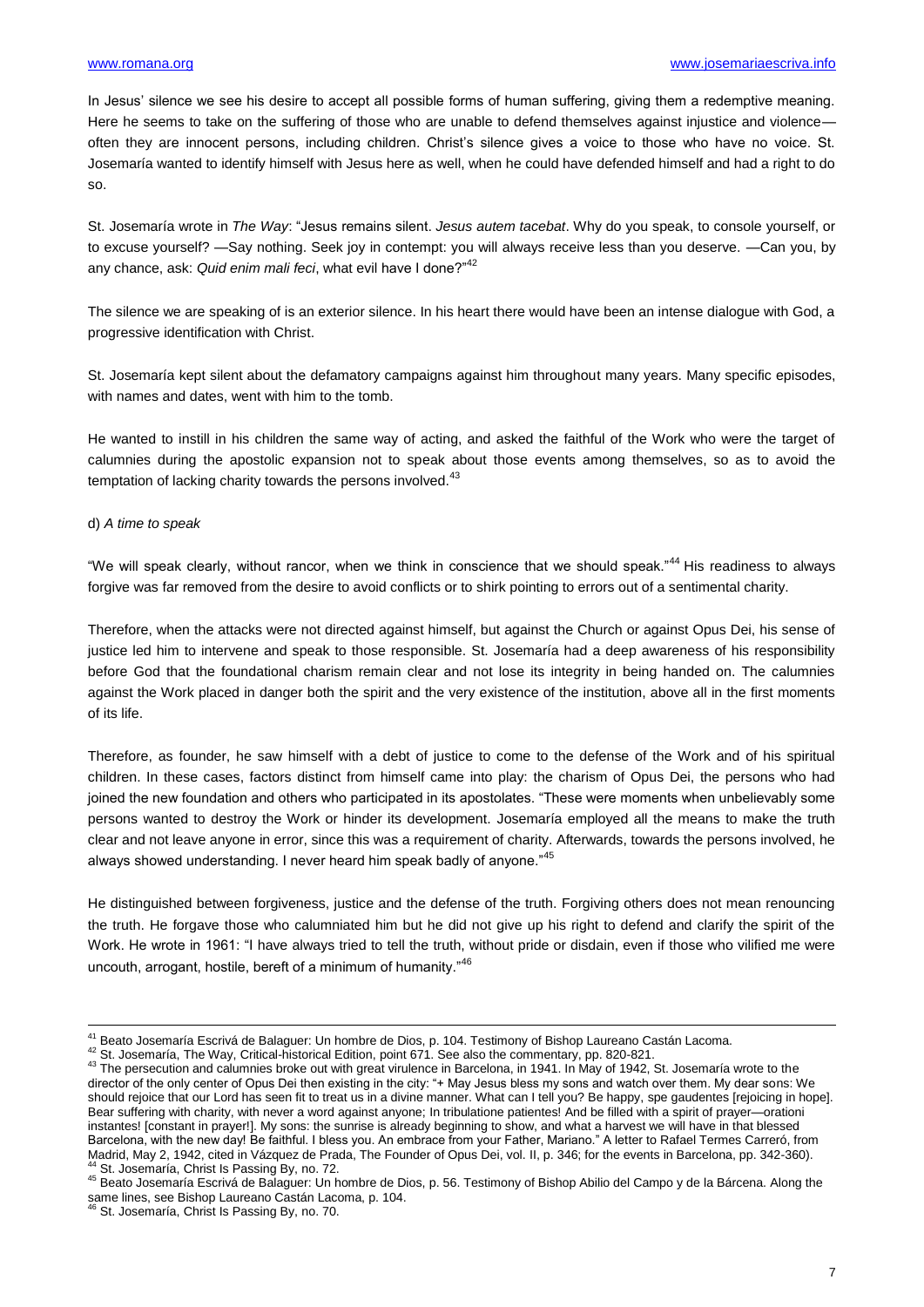In Jesus' silence we see his desire to accept all possible forms of human suffering, giving them a redemptive meaning. Here he seems to take on the suffering of those who are unable to defend themselves against injustice and violence—often they are innocent persons, including children. Christ's silence gives a voice to those who have no voice. St. Josemaría wanted to identify himself with Jesus here as well, when he could have defended himself and had a right to do so.

St. Josemaría wrote in *The Way*: "Jesus remains silent. *Jesus autem tacebat*. Why do you speak, to console yourself, or to excuse yourself? —Say nothing. Seek joy in contempt: you will always receive less than you deserve. —Can you, by any chance, ask: *Quid enim mali feci*, what evil have I done?"[42]

The silence we are speaking of is an exterior silence. In his heart there would have been an intense dialogue with God, a progressive identification with Christ.

St. Josemaría kept silent about the defamatory campaigns against him throughout many years. Many specific episodes, with names and dates, went with him to the tomb.

He wanted to instill in his children the same way of acting, and asked the faithful of the Work who were the target of calumnies during the apostolic expansion not to speak about those events among themselves, so as to avoid the temptation of lacking charity towards the persons involved.[43]

d) *A time to speak*

"We will speak clearly, without rancor, when we think in conscience that we should speak."[44] His readiness to always forgive was far removed from the desire to avoid conflicts or to shirk pointing to errors out of a sentimental charity.

Therefore, when the attacks were not directed against himself, but against the Church or against Opus Dei, his sense of justice led him to intervene and speak to those responsible. St. Josemaría had a deep awareness of his responsibility before God that the foundational charism remain clear and not lose its integrity in being handed on. The calumnies against the Work placed in danger both the spirit and the very existence of the institution, above all in the first moments of its life.

Therefore, as founder, he saw himself with a debt of justice to come to the defense of the Work and of his spiritual children. In these cases, factors distinct from himself came into play: the charism of Opus Dei, the persons who had joined the new foundation and others who participated in its apostolates. "These were moments when unbelievably some persons wanted to destroy the Work or hinder its development. Josemaría employed all the means to make the truth clear and not leave anyone in error, since this was a requirement of charity. Afterwards, towards the persons involved, he always showed understanding. I never heard him speak badly of anyone."[45]

He distinguished between forgiveness, justice and the defense of the truth. Forgiving others does not mean renouncing the truth. He forgave those who calumniated him but he did not give up his right to defend and clarify the spirit of the Work. He wrote in 1961: "I have always tried to tell the truth, without pride or disdain, even if those who vilified me were uncouth, arrogant, hostile, bereft of a minimum of humanity."[46]

---

[41] Beato Josemaría Escrivá de Balaguer: Un hombre de Dios, p. 104. Testimony of Bishop Laureano Castán Lacoma.

[42] St. Josemaría, The Way, Critical-historical Edition, point 671. See also the commentary, pp. 820-821.

[43] The persecution and calumnies broke out with great virulence in Barcelona, in 1941. In May of 1942, St. Josemaría wrote to the director of the only center of Opus Dei then existing in the city: "+ May Jesus bless my sons and watch over them. My dear sons: We should rejoice that our Lord has seen fit to treat us in a divine manner. What can I tell you? Be happy, spe gaudentes [rejoicing in hope]. Bear suffering with charity, with never a word against anyone; In tribulatione patientes! And be filled with a spirit of prayer—orationi instantes! [constant in prayer!]. My sons: the sunrise is already beginning to show, and what a harvest we will have in that blessed Barcelona, with the new day! Be faithful. I bless you. An embrace from your Father, Mariano." A letter to Rafael Termes Carreró, from Madrid, May 2, 1942, cited in Vázquez de Prada, The Founder of Opus Dei, vol. II, p. 346; for the events in Barcelona, pp. 342-360).

[44] St. Josemaría, Christ Is Passing By, no. 72.

[45] Beato Josemaría Escrivá de Balaguer: Un hombre de Dios, p. 56. Testimony of Bishop Abilio del Campo y de la Bárcena. Along the same lines, see Bishop Laureano Castán Lacoma, p. 104.

[46] St. Josemaría, Christ Is Passing By, no. 70.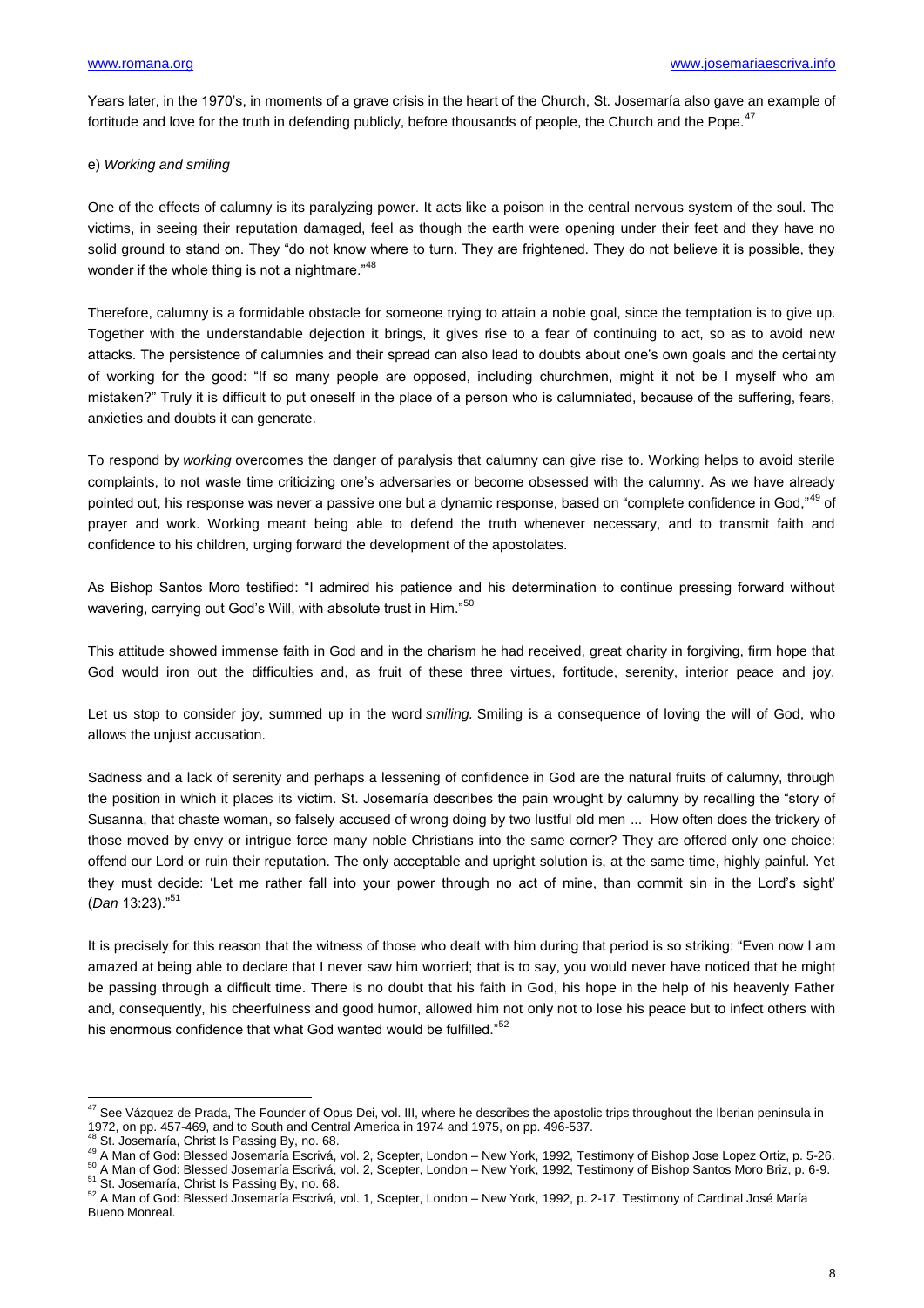Years later, in the 1970's, in moments of a grave crisis in the heart of the Church, St. Josemaría also gave an example of fortitude and love for the truth in defending publicly, before thousands of people, the Church and the Pope.[47]

e) *Working and smiling*

One of the effects of calumny is its paralyzing power. It acts like a poison in the central nervous system of the soul. The victims, in seeing their reputation damaged, feel as though the earth were opening under their feet and they have no solid ground to stand on. They "do not know where to turn. They are frightened. They do not believe it is possible, they wonder if the whole thing is not a nightmare."[48]

Therefore, calumny is a formidable obstacle for someone trying to attain a noble goal, since the temptation is to give up. Together with the understandable dejection it brings, it gives rise to a fear of continuing to act, so as to avoid new attacks. The persistence of calumnies and their spread can also lead to doubts about one's own goals and the certainty of working for the good: "If so many people are opposed, including churchmen, might it not be I myself who am mistaken?" Truly it is difficult to put oneself in the place of a person who is calumniated, because of the suffering, fears, anxieties and doubts it can generate.

To respond by *working* overcomes the danger of paralysis that calumny can give rise to. Working helps to avoid sterile complaints, to not waste time criticizing one's adversaries or become obsessed with the calumny. As we have already pointed out, his response was never a passive one but a dynamic response, based on "complete confidence in God,"[49] of prayer and work. Working meant being able to defend the truth whenever necessary, and to transmit faith and confidence to his children, urging forward the development of the apostolates.

As Bishop Santos Moro testified: "I admired his patience and his determination to continue pressing forward without wavering, carrying out God's Will, with absolute trust in Him."[50]

This attitude showed immense faith in God and in the charism he had received, great charity in forgiving, firm hope that God would iron out the difficulties and, as fruit of these three virtues, fortitude, serenity, interior peace and joy.

Let us stop to consider joy, summed up in the word *smiling.* Smiling is a consequence of loving the will of God, who allows the unjust accusation.

Sadness and a lack of serenity and perhaps a lessening of confidence in God are the natural fruits of calumny, through the position in which it places its victim. St. Josemaría describes the pain wrought by calumny by recalling the "story of Susanna, that chaste woman, so falsely accused of wrong doing by two lustful old men ... How often does the trickery of those moved by envy or intrigue force many noble Christians into the same corner? They are offered only one choice: offend our Lord or ruin their reputation. The only acceptable and upright solution is, at the same time, highly painful. Yet they must decide: 'Let me rather fall into your power through no act of mine, than commit sin in the Lord's sight' (*Dan* 13:23)."[51]

It is precisely for this reason that the witness of those who dealt with him during that period is so striking: "Even now I am amazed at being able to declare that I never saw him worried; that is to say, you would never have noticed that he might be passing through a difficult time. There is no doubt that his faith in God, his hope in the help of his heavenly Father and, consequently, his cheerfulness and good humor, allowed him not only not to lose his peace but to infect others with his enormous confidence that what God wanted would be fulfilled."[52]

---

[47] See Vázquez de Prada, The Founder of Opus Dei, vol. III, where he describes the apostolic trips throughout the Iberian peninsula in 1972, on pp. 457-469, and to South and Central America in 1974 and 1975, on pp. 496-537.

[48] St. Josemaría, Christ Is Passing By, no. 68.

[49] A Man of God: Blessed Josemaría Escrivá, vol. 2, Scepter, London – New York, 1992, Testimony of Bishop Jose Lopez Ortiz, p. 5-26.

[50] A Man of God: Blessed Josemaría Escrivá, vol. 2, Scepter, London – New York, 1992, Testimony of Bishop Santos Moro Briz, p. 6-9.

[51] St. Josemaría, Christ Is Passing By, no. 68.

[52] A Man of God: Blessed Josemaría Escrivá, vol. 1, Scepter, London – New York, 1992, p. 2-17. Testimony of Cardinal José María Bueno Monreal.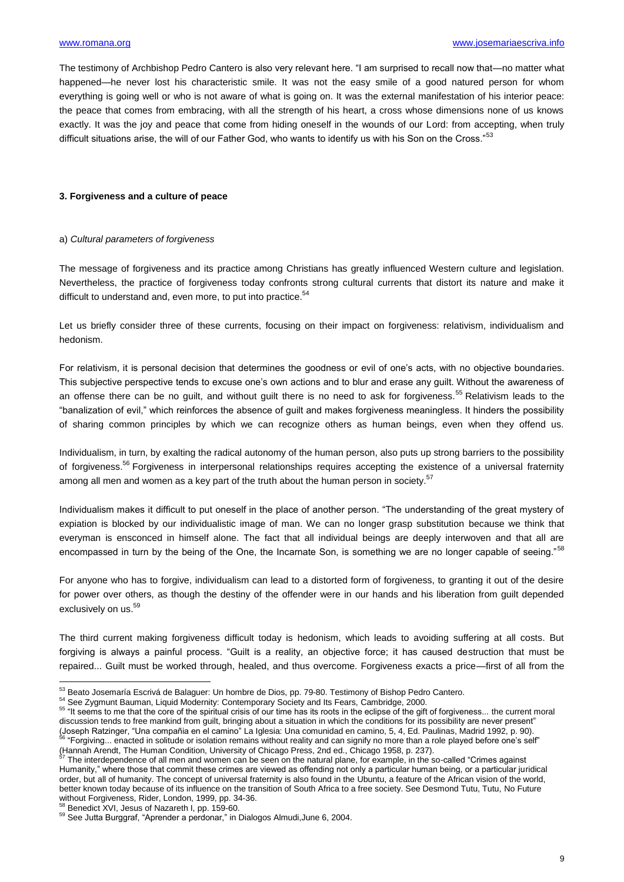The testimony of Archbishop Pedro Cantero is also very relevant here. "I am surprised to recall now that—no matter what happened—he never lost his characteristic smile. It was not the easy smile of a good natured person for whom everything is going well or who is not aware of what is going on. It was the external manifestation of his interior peace: the peace that comes from embracing, with all the strength of his heart, a cross whose dimensions none of us knows exactly. It was the joy and peace that come from hiding oneself in the wounds of our Lord: from accepting, when truly difficult situations arise, the will of our Father God, who wants to identify us with his Son on the Cross."[53]

### 3. Forgiveness and a culture of peace

#### a) *Cultural parameters of forgiveness*

The message of forgiveness and its practice among Christians has greatly influenced Western culture and legislation. Nevertheless, the practice of forgiveness today confronts strong cultural currents that distort its nature and make it difficult to understand and, even more, to put into practice.[54]

Let us briefly consider three of these currents, focusing on their impact on forgiveness: relativism, individualism and hedonism.

For relativism, it is personal decision that determines the goodness or evil of one's acts, with no objective boundaries. This subjective perspective tends to excuse one's own actions and to blur and erase any guilt. Without the awareness of an offense there can be no guilt, and without guilt there is no need to ask for forgiveness.[55] Relativism leads to the "banalization of evil," which reinforces the absence of guilt and makes forgiveness meaningless. It hinders the possibility of sharing common principles by which we can recognize others as human beings, even when they offend us.

Individualism, in turn, by exalting the radical autonomy of the human person, also puts up strong barriers to the possibility of forgiveness.[56] Forgiveness in interpersonal relationships requires accepting the existence of a universal fraternity among all men and women as a key part of the truth about the human person in society.[57]

Individualism makes it difficult to put oneself in the place of another person. "The understanding of the great mystery of expiation is blocked by our individualistic image of man. We can no longer grasp substitution because we think that everyman is ensconced in himself alone. The fact that all individual beings are deeply interwoven and that all are encompassed in turn by the being of the One, the Incarnate Son, is something we are no longer capable of seeing."[58]

For anyone who has to forgive, individualism can lead to a distorted form of forgiveness, to granting it out of the desire for power over others, as though the destiny of the offender were in our hands and his liberation from guilt depended exclusively on us.[59]

The third current making forgiveness difficult today is hedonism, which leads to avoiding suffering at all costs. But forgiving is always a painful process. "Guilt is a reality, an objective force; it has caused destruction that must be repaired... Guilt must be worked through, healed, and thus overcome. Forgiveness exacts a price—first of all from the

---

[53] Beato Josemaría Escrivá de Balaguer: Un hombre de Dios, pp. 79-80. Testimony of Bishop Pedro Cantero.

[54] See Zygmunt Bauman, Liquid Modernity: Contemporary Society and Its Fears, Cambridge, 2000.

[55] "It seems to me that the core of the spiritual crisis of our time has its roots in the eclipse of the gift of forgiveness... the current moral discussion tends to free mankind from guilt, bringing about a situation in which the conditions for its possibility are never present" (Joseph Ratzinger, "Una compañia en el camino" La Iglesia: Una comunidad en camino, 5, 4, Ed. Paulinas, Madrid 1992, p. 90).

[56] "Forgiving... enacted in solitude or isolation remains without reality and can signify no more than a role played before one's self" (Hannah Arendt, The Human Condition, University of Chicago Press, 2nd ed., Chicago 1958, p. 237).

[57] The interdependence of all men and women can be seen on the natural plane, for example, in the so-called "Crimes against Humanity," where those that commit these crimes are viewed as offending not only a particular human being, or a particular juridical order, but all of humanity. The concept of universal fraternity is also found in the Ubuntu, a feature of the African vision of the world, better known today because of its influence on the transition of South Africa to a free society. See Desmond Tutu, Tutu, No Future without Forgiveness, Rider, London, 1999, pp. 34-36.

[58] Benedict XVI, Jesus of Nazareth I, pp. 159-60.

[59] See Jutta Burggraf, "Aprender a perdonar," in Dialogos Almudi,June 6, 2004.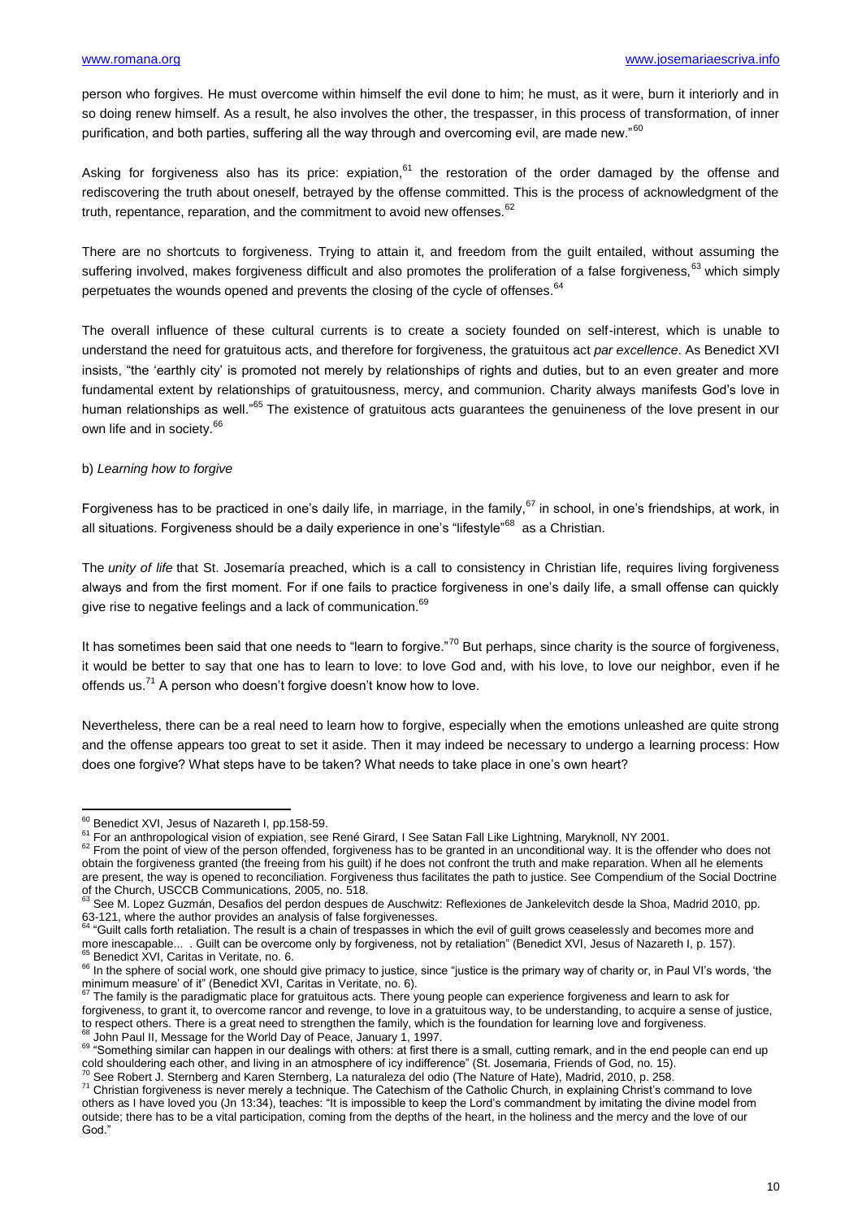person who forgives. He must overcome within himself the evil done to him; he must, as it were, burn it interiorly and in so doing renew himself. As a result, he also involves the other, the trespasser, in this process of transformation, of inner purification, and both parties, suffering all the way through and overcoming evil, are made new."[60]

Asking for forgiveness also has its price: expiation,[61] the restoration of the order damaged by the offense and rediscovering the truth about oneself, betrayed by the offense committed. This is the process of acknowledgment of the truth, repentance, reparation, and the commitment to avoid new offenses.[62]

There are no shortcuts to forgiveness. Trying to attain it, and freedom from the guilt entailed, without assuming the suffering involved, makes forgiveness difficult and also promotes the proliferation of a false forgiveness,[63] which simply perpetuates the wounds opened and prevents the closing of the cycle of offenses.[64]

The overall influence of these cultural currents is to create a society founded on self-interest, which is unable to understand the need for gratuitous acts, and therefore for forgiveness, the gratuitous act *par excellence*. As Benedict XVI insists, "the 'earthly city' is promoted not merely by relationships of rights and duties, but to an even greater and more fundamental extent by relationships of gratuitousness, mercy, and communion. Charity always manifests God's love in human relationships as well."[65] The existence of gratuitous acts guarantees the genuineness of the love present in our own life and in society.[66]

b) *Learning how to forgive*

Forgiveness has to be practiced in one's daily life, in marriage, in the family,[67] in school, in one's friendships, at work, in all situations. Forgiveness should be a daily experience in one's "lifestyle"[68] as a Christian.

The *unity of life* that St. Josemaría preached, which is a call to consistency in Christian life, requires living forgiveness always and from the first moment. For if one fails to practice forgiveness in one's daily life, a small offense can quickly give rise to negative feelings and a lack of communication.[69]

It has sometimes been said that one needs to "learn to forgive."[70] But perhaps, since charity is the source of forgiveness, it would be better to say that one has to learn to love: to love God and, with his love, to love our neighbor, even if he offends us.[71] A person who doesn't forgive doesn't know how to love.

Nevertheless, there can be a real need to learn how to forgive, especially when the emotions unleashed are quite strong and the offense appears too great to set it aside. Then it may indeed be necessary to undergo a learning process: How does one forgive? What steps have to be taken? What needs to take place in one's own heart?

---

[60] Benedict XVI, Jesus of Nazareth I, pp.158-59.

[61] For an anthropological vision of expiation, see René Girard, I See Satan Fall Like Lightning, Maryknoll, NY 2001.

[62] From the point of view of the person offended, forgiveness has to be granted in an unconditional way. It is the offender who does not obtain the forgiveness granted (the freeing from his guilt) if he does not confront the truth and make reparation. When all he elements are present, the way is opened to reconciliation. Forgiveness thus facilitates the path to justice. See Compendium of the Social Doctrine of the Church, USCCB Communications, 2005, no. 518.

[63] See M. Lopez Guzmán, Desafios del perdon despues de Auschwitz: Reflexiones de Jankelevitch desde la Shoa, Madrid 2010, pp. 63-121, where the author provides an analysis of false forgivenesses.

[64] "Guilt calls forth retaliation. The result is a chain of trespasses in which the evil of guilt grows ceaselessly and becomes more and more inescapable... . Guilt can be overcome only by forgiveness, not by retaliation" (Benedict XVI, Jesus of Nazareth I, p. 157).

[65] Benedict XVI, Caritas in Veritate, no. 6.

[66] In the sphere of social work, one should give primacy to justice, since "justice is the primary way of charity or, in Paul VI's words, 'the minimum measure' of it" (Benedict XVI, Caritas in Veritate, no. 6).

[67] The family is the paradigmatic place for gratuitous acts. There young people can experience forgiveness and learn to ask for forgiveness, to grant it, to overcome rancor and revenge, to love in a gratuitous way, to be understanding, to acquire a sense of justice, to respect others. There is a great need to strengthen the family, which is the foundation for learning love and forgiveness.

[68] John Paul II, Message for the World Day of Peace, January 1, 1997.

[69] "Something similar can happen in our dealings with others: at first there is a small, cutting remark, and in the end people can end up cold shouldering each other, and living in an atmosphere of icy indifference" (St. Josemaria, Friends of God, no. 15).

[70] See Robert J. Sternberg and Karen Sternberg, La naturaleza del odio (The Nature of Hate), Madrid, 2010, p. 258.

[71] Christian forgiveness is never merely a technique. The Catechism of the Catholic Church, in explaining Christ's command to love others as I have loved you (Jn 13:34), teaches: "It is impossible to keep the Lord's commandment by imitating the divine model from outside; there has to be a vital participation, coming from the depths of the heart, in the holiness and the mercy and the love of our God."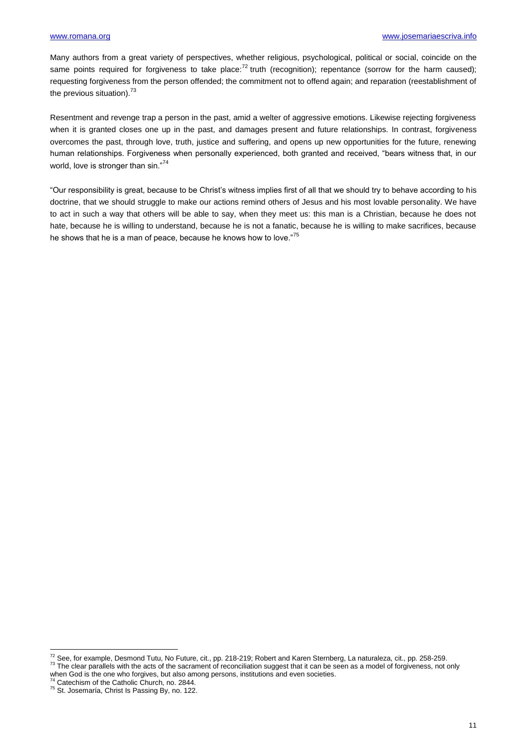Many authors from a great variety of perspectives, whether religious, psychological, political or social, coincide on the same points required for forgiveness to take place:[72] truth (recognition); repentance (sorrow for the harm caused); requesting forgiveness from the person offended; the commitment not to offend again; and reparation (reestablishment of the previous situation).[73]

Resentment and revenge trap a person in the past, amid a welter of aggressive emotions. Likewise rejecting forgiveness when it is granted closes one up in the past, and damages present and future relationships. In contrast, forgiveness overcomes the past, through love, truth, justice and suffering, and opens up new opportunities for the future, renewing human relationships. Forgiveness when personally experienced, both granted and received, "bears witness that, in our world, love is stronger than sin."[74]

"Our responsibility is great, because to be Christ's witness implies first of all that we should try to behave according to his doctrine, that we should struggle to make our actions remind others of Jesus and his most lovable personality. We have to act in such a way that others will be able to say, when they meet us: this man is a Christian, because he does not hate, because he is willing to understand, because he is not a fanatic, because he is willing to make sacrifices, because he shows that he is a man of peace, because he knows how to love."[75]

---

[72] See, for example, Desmond Tutu, No Future, cit., pp. 218-219; Robert and Karen Sternberg, La naturaleza, cit., pp. 258-259.

[73] The clear parallels with the acts of the sacrament of reconciliation suggest that it can be seen as a model of forgiveness, not only when God is the one who forgives, but also among persons, institutions and even societies.

[74] Catechism of the Catholic Church, no. 2844.

[75] St. Josemaría, Christ Is Passing By, no. 122.